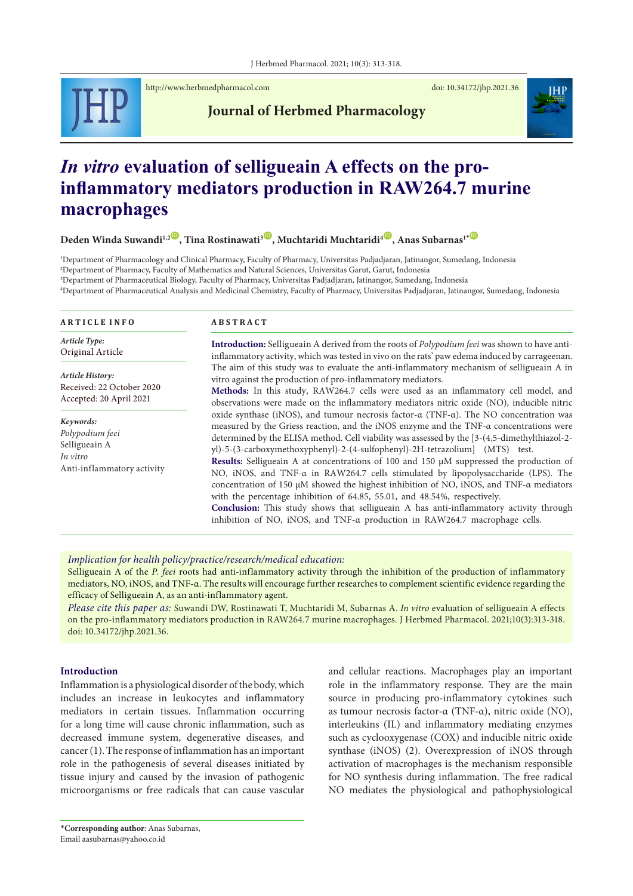# *In vitro* evaluation of selligueain A effects on the pro-inflammatory mediators production in RAW264.7 murine macrophages

**Deden Winda Suwandi[1,2], Tina Rostinawati[3], Muchtaridi Muchtaridi[4], Anas Subarnas[1*]**

[1]Department of Pharmacology and Clinical Pharmacy, Faculty of Pharmacy, Universitas Padjadjaran, Jatinangor, Sumedang, Indonesia
[2]Department of Pharmacy, Faculty of Mathematics and Natural Sciences, Universitas Garut, Garut, Indonesia
[3]Department of Pharmaceutical Biology, Faculty of Pharmacy, Universitas Padjadjaran, Jatinangor, Sumedang, Indonesia
[4]Department of Pharmaceutical Analysis and Medicinal Chemistry, Faculty of Pharmacy, Universitas Padjadjaran, Jatinangor, Sumedang, Indonesia

## ARTICLE INFO

*Article Type:*
Original Article

*Article History:*
Received: 22 October 2020
Accepted: 20 April 2021

*Keywords:*
*Polypodium feei*
Selligueain A
*In vitro*
Anti-inflammatory activity

## ABSTRACT

**Introduction:** Selligueain A derived from the roots of *Polypodium feei* was shown to have anti-inflammatory activity, which was tested in vivo on the rats' paw edema induced by carrageenan. The aim of this study was to evaluate the anti-inflammatory mechanism of selligueain A in vitro against the production of pro-inflammatory mediators.

**Methods:** In this study, RAW264.7 cells were used as an inflammatory cell model, and observations were made on the inflammatory mediators nitric oxide (NO), inducible nitric oxide synthase (iNOS), and tumour necrosis factor-α (TNF-α). The NO concentration was measured by the Griess reaction, and the iNOS enzyme and the TNF-α concentrations were determined by the ELISA method. Cell viability was assessed by the [3-(4,5-dimethylthiazol-2-yl)-5-(3-carboxymethoxyphenyl)-2-(4-sulfophenyl)-2H-tetrazolium] (MTS) test.

**Results:** Selligueain A at concentrations of 100 and 150 µM suppressed the production of NO, iNOS, and TNF-α in RAW264.7 cells stimulated by lipopolysaccharide (LPS). The concentration of 150 µM showed the highest inhibition of NO, iNOS, and TNF-α mediators with the percentage inhibition of 64.85, 55.01, and 48.54%, respectively.

**Conclusion:** This study shows that selligueain A has anti-inflammatory activity through inhibition of NO, iNOS, and TNF-α production in RAW264.7 macrophage cells.

*Implication for health policy/practice/research/medical education:*
Selligueain A of the *P. feei* roots had anti-inflammatory activity through the inhibition of the production of inflammatory mediators, NO, iNOS, and TNF-α. The results will encourage further researches to complement scientific evidence regarding the efficacy of Selligueain A, as an anti-inflammatory agent.
*Please cite this paper as:* Suwandi DW, Rostinawati T, Muchtaridi M, Subarnas A. *In vitro* evaluation of selligueain A effects on the pro-inflammatory mediators production in RAW264.7 murine macrophages. J Herbmed Pharmacol. 2021;10(3):313-318. doi: 10.34172/jhp.2021.36.

## Introduction

Inflammation is a physiological disorder of the body, which includes an increase in leukocytes and inflammatory mediators in certain tissues. Inflammation occurring for a long time will cause chronic inflammation, such as decreased immune system, degenerative diseases, and cancer (1). The response of inflammation has an important role in the pathogenesis of several diseases initiated by tissue injury and caused by the invasion of pathogenic microorganisms or free radicals that can cause vascular and cellular reactions. Macrophages play an important role in the inflammatory response. They are the main source in producing pro-inflammatory cytokines such as tumour necrosis factor-α (TNF-α), nitric oxide (NO), interleukins (IL) and inflammatory mediating enzymes such as cyclooxygenase (COX) and inducible nitric oxide synthase (iNOS) (2). Overexpression of iNOS through activation of macrophages is the mechanism responsible for NO synthesis during inflammation. The free radical NO mediates the physiological and pathophysiological

\*Corresponding author: Anas Subarnas,
Email aasubarnas@yahoo.co.id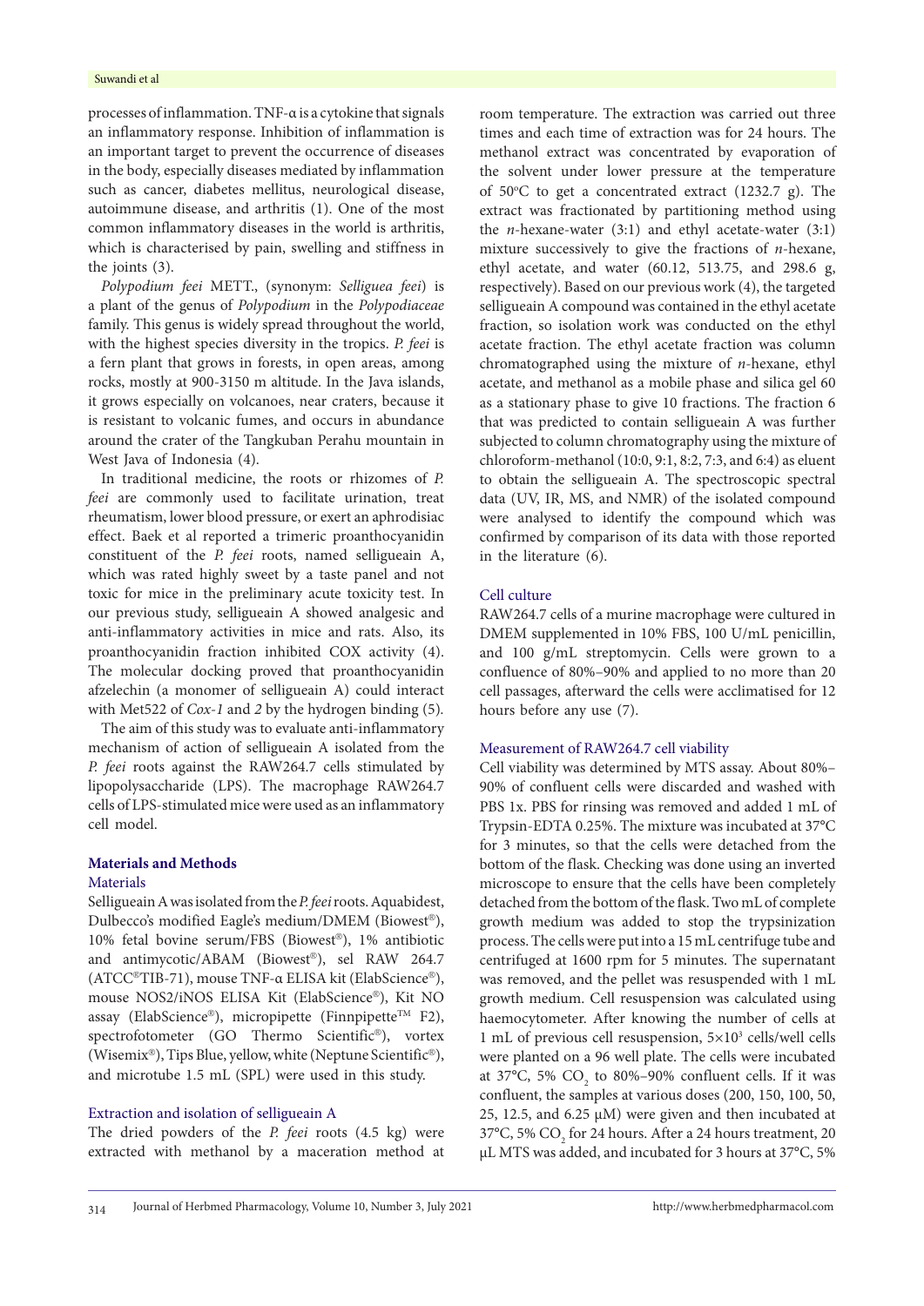processes of inflammation. TNF-α is a cytokine that signals an inflammatory response. Inhibition of inflammation is an important target to prevent the occurrence of diseases in the body, especially diseases mediated by inflammation such as cancer, diabetes mellitus, neurological disease, autoimmune disease, and arthritis (1). One of the most common inflammatory diseases in the world is arthritis, which is characterised by pain, swelling and stiffness in the joints (3).

*Polypodium feei* METT., (synonym: *Selliguea feei*) is a plant of the genus of *Polypodium* in the *Polypodiaceae* family. This genus is widely spread throughout the world, with the highest species diversity in the tropics. *P. feei* is a fern plant that grows in forests, in open areas, among rocks, mostly at 900-3150 m altitude. In the Java islands, it grows especially on volcanoes, near craters, because it is resistant to volcanic fumes, and occurs in abundance around the crater of the Tangkuban Perahu mountain in West Java of Indonesia (4).

In traditional medicine, the roots or rhizomes of *P. feei* are commonly used to facilitate urination, treat rheumatism, lower blood pressure, or exert an aphrodisiac effect. Baek et al reported a trimeric proanthocyanidin constituent of the *P. feei* roots, named selligueain A, which was rated highly sweet by a taste panel and not toxic for mice in the preliminary acute toxicity test. In our previous study, selligueain A showed analgesic and anti-inflammatory activities in mice and rats. Also, its proanthocyanidin fraction inhibited COX activity (4). The molecular docking proved that proanthocyanidin afzelechin (a monomer of selligueain A) could interact with Met522 of *Cox-1* and *2* by the hydrogen binding (5).

The aim of this study was to evaluate anti-inflammatory mechanism of action of selligueain A isolated from the *P. feei* roots against the RAW264.7 cells stimulated by lipopolysaccharide (LPS). The macrophage RAW264.7 cells of LPS-stimulated mice were used as an inflammatory cell model.

## Materials and Methods

### Materials

Selligueain A was isolated from the *P. feei* roots. Aquabidest, Dulbecco's modified Eagle's medium/DMEM (Biowest®), 10% fetal bovine serum/FBS (Biowest®), 1% antibiotic and antimycotic/ABAM (Biowest®), sel RAW 264.7 (ATCC®TIB-71), mouse TNF-α ELISA kit (ElabScience®), mouse NOS2/iNOS ELISA Kit (ElabScience®), Kit NO assay (ElabScience®), micropipette (Finnpipette™ F2), spectrofotometer (GO Thermo Scientific®), vortex (Wisemix®), Tips Blue, yellow, white (Neptune Scientific®), and microtube 1.5 mL (SPL) were used in this study.

### Extraction and isolation of selligueain A

The dried powders of the *P. feei* roots (4.5 kg) were extracted with methanol by a maceration method at room temperature. The extraction was carried out three times and each time of extraction was for 24 hours. The methanol extract was concentrated by evaporation of the solvent under lower pressure at the temperature of 50°C to get a concentrated extract (1232.7 g). The extract was fractionated by partitioning method using the *n*-hexane-water (3:1) and ethyl acetate-water (3:1) mixture successively to give the fractions of *n*-hexane, ethyl acetate, and water (60.12, 513.75, and 298.6 g, respectively). Based on our previous work (4), the targeted selligueain A compound was contained in the ethyl acetate fraction, so isolation work was conducted on the ethyl acetate fraction. The ethyl acetate fraction was column chromatographed using the mixture of *n*-hexane, ethyl acetate, and methanol as a mobile phase and silica gel 60 as a stationary phase to give 10 fractions. The fraction 6 that was predicted to contain selligueain A was further subjected to column chromatography using the mixture of chloroform-methanol (10:0, 9:1, 8:2, 7:3, and 6:4) as eluent to obtain the selligueain A. The spectroscopic spectral data (UV, IR, MS, and NMR) of the isolated compound were analysed to identify the compound which was confirmed by comparison of its data with those reported in the literature (6).

### Cell culture

RAW264.7 cells of a murine macrophage were cultured in DMEM supplemented in 10% FBS, 100 U/mL penicillin, and 100 g/mL streptomycin. Cells were grown to a confluence of 80%–90% and applied to no more than 20 cell passages, afterward the cells were acclimatised for 12 hours before any use (7).

### Measurement of RAW264.7 cell viability

Cell viability was determined by MTS assay. About 80%–90% of confluent cells were discarded and washed with PBS 1x. PBS for rinsing was removed and added 1 mL of Trypsin-EDTA 0.25%. The mixture was incubated at 37°C for 3 minutes, so that the cells were detached from the bottom of the flask. Checking was done using an inverted microscope to ensure that the cells have been completely detached from the bottom of the flask. Two mL of complete growth medium was added to stop the trypsinization process. The cells were put into a 15 mL centrifuge tube and centrifuged at 1600 rpm for 5 minutes. The supernatant was removed, and the pellet was resuspended with 1 mL growth medium. Cell resuspension was calculated using haemocytometer. After knowing the number of cells at 1 mL of previous cell resuspension, $5\times10^3$ cells/well cells were planted on a 96 well plate. The cells were incubated at 37°C, 5% $CO_2$ to 80%–90% confluent cells. If it was confluent, the samples at various doses (200, 150, 100, 50, 25, 12.5, and 6.25 µM) were given and then incubated at 37°C, 5% $CO_2$ for 24 hours. After a 24 hours treatment, 20 µL MTS was added, and incubated for 3 hours at 37°C, 5%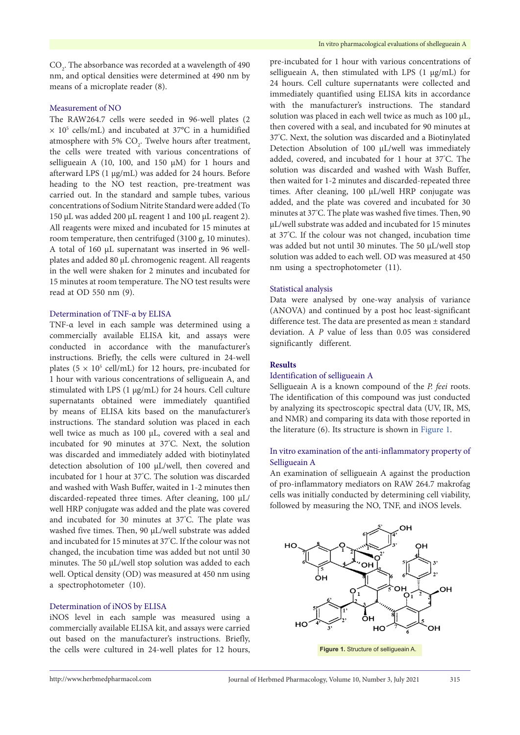$CO_2$. The absorbance was recorded at a wavelength of 490 nm, and optical densities were determined at 490 nm by means of a microplate reader (8).

### Measurement of NO

The RAW264.7 cells were seeded in 96-well plates ($2 \times 10^5$ cells/mL) and incubated at 37°C in a humidified atmosphere with 5% $CO_2$. Twelve hours after treatment, the cells were treated with various concentrations of selligueain A (10, 100, and 150 µM) for 1 hours and afterward LPS (1 µg/mL) was added for 24 hours. Before heading to the NO test reaction, pre-treatment was carried out. In the standard and sample tubes, various concentrations of Sodium Nitrite Standard were added (To 150 µL was added 200 µL reagent 1 and 100 µL reagent 2). All reagents were mixed and incubated for 15 minutes at room temperature, then centrifuged (3100 g, 10 minutes). A total of 160 µL supernatant was inserted in 96 well-plates and added 80 µL chromogenic reagent. All reagents in the well were shaken for 2 minutes and incubated for 15 minutes at room temperature. The NO test results were read at OD 550 nm (9).

### Determination of TNF-α by ELISA

TNF-α level in each sample was determined using a commercially available ELISA kit, and assays were conducted in accordance with the manufacturer's instructions. Briefly, the cells were cultured in 24-well plates ($5 \times 10^5$ cell/mL) for 12 hours, pre-incubated for 1 hour with various concentrations of selligueain A, and stimulated with LPS (1 µg/mL) for 24 hours. Cell culture supernatants obtained were immediately quantified by means of ELISA kits based on the manufacturer's instructions. The standard solution was placed in each well twice as much as 100 µL, covered with a seal and incubated for 90 minutes at 37°C. Next, the solution was discarded and immediately added with biotinylated detection absolution of 100 µL/well, then covered and incubated for 1 hour at 37°C. The solution was discarded and washed with Wash Buffer, waited in 1-2 minutes then discarded-repeated three times. After cleaning, 100 µL/well HRP conjugate was added and the plate was covered and incubated for 30 minutes at 37°C. The plate was washed five times. Then, 90 µL/well substrate was added and incubated for 15 minutes at 37°C. If the colour was not changed, the incubation time was added but not until 30 minutes. The 50 µL/well stop solution was added to each well. Optical density (OD) was measured at 450 nm using a spectrophotometer (10).

### Determination of iNOS by ELISA

iNOS level in each sample was measured using a commercially available ELISA kit, and assays were carried out based on the manufacturer's instructions. Briefly, the cells were cultured in 24-well plates for 12 hours, pre-incubated for 1 hour with various concentrations of selligueain A, then stimulated with LPS (1 µg/mL) for 24 hours. Cell culture supernatants were collected and immediately quantified using ELISA kits in accordance with the manufacturer's instructions. The standard solution was placed in each well twice as much as 100 µL, then covered with a seal, and incubated for 90 minutes at 37°C. Next, the solution was discarded and a Biotinylated Detection Absolution of 100 µL/well was immediately added, covered, and incubated for 1 hour at 37°C. The solution was discarded and washed with Wash Buffer, then waited for 1-2 minutes and discarded-repeated three times. After cleaning, 100 µL/well HRP conjugate was added, and the plate was covered and incubated for 30 minutes at 37°C. The plate was washed five times. Then, 90 µL/well substrate was added and incubated for 15 minutes at 37°C. If the colour was not changed, incubation time was added but not until 30 minutes. The 50 µL/well stop solution was added to each well. OD was measured at 450 nm using a spectrophotometer (11).

### Statistical analysis

Data were analysed by one-way analysis of variance (ANOVA) and continued by a post hoc least-significant difference test. The data are presented as mean ± standard deviation. A *P* value of less than 0.05 was considered significantly different.

## Results

### Identification of selligueain A

Selligueain A is a known compound of the *P. feei* roots. The identification of this compound was just conducted by analyzing its spectroscopic spectral data (UV, IR, MS, and NMR) and comparing its data with those reported in the literature (6). Its structure is shown in Figure 1.

### In vitro examination of the anti-inflammatory property of Selligueain A

An examination of selligueain A against the production of pro-inflammatory mediators on RAW 264.7 makrofag cells was initially conducted by determining cell viability, followed by measuring the NO, TNF, and iNOS levels.

**Figure 1.** Structure of selligueain A.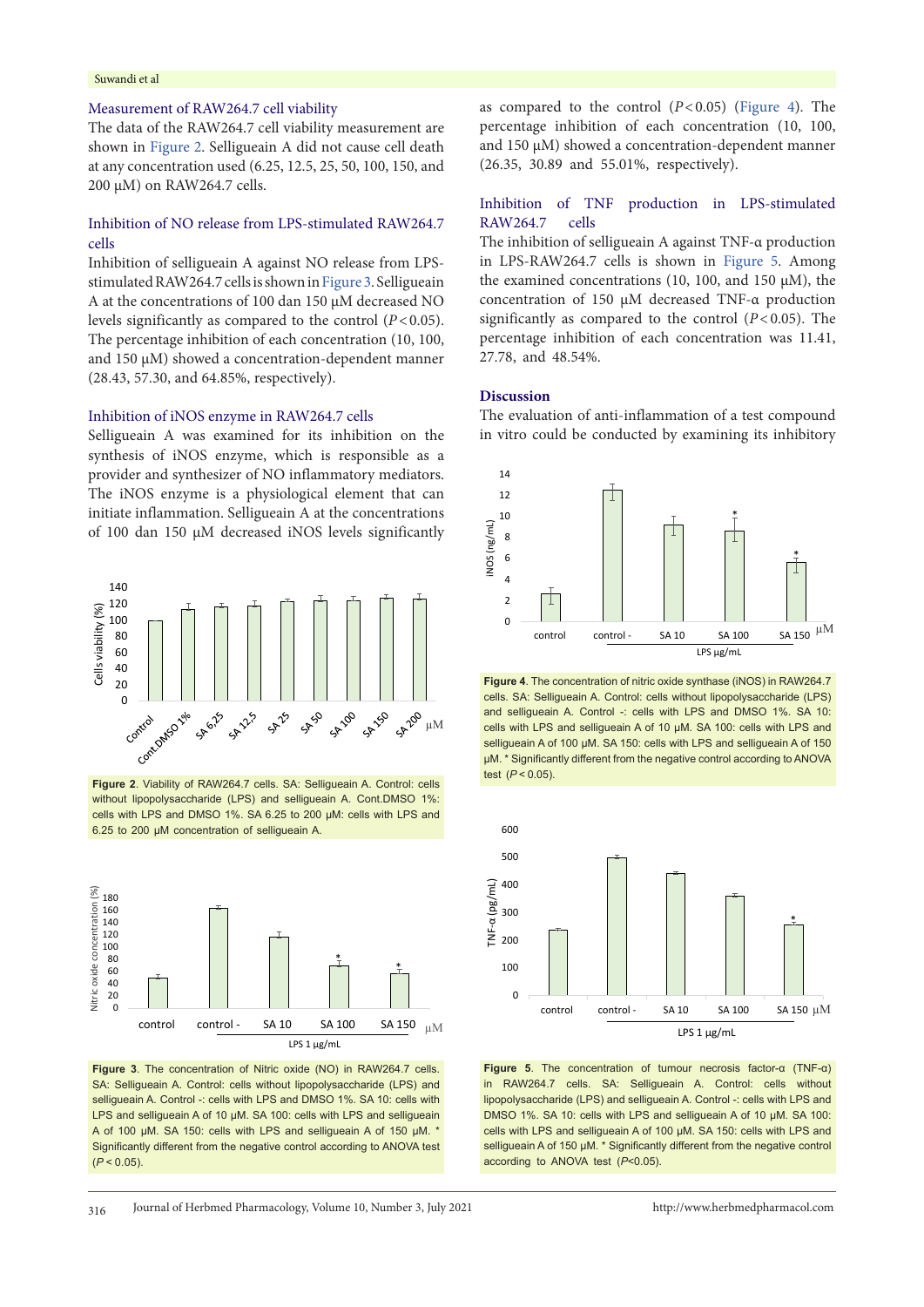### Measurement of RAW264.7 cell viability

The data of the RAW264.7 cell viability measurement are shown in Figure 2. Selligueain A did not cause cell death at any concentration used (6.25, 12.5, 25, 50, 100, 150, and 200 µM) on RAW264.7 cells.

### Inhibition of NO release from LPS-stimulated RAW264.7 cells

Inhibition of selligueain A against NO release from LPS-stimulated RAW264.7 cells is shown in Figure 3. Selligueain A at the concentrations of 100 dan 150 µM decreased NO levels significantly as compared to the control ($P < 0.05$). The percentage inhibition of each concentration (10, 100, and 150 µM) showed a concentration-dependent manner (28.43, 57.30, and 64.85%, respectively).

### Inhibition of iNOS enzyme in RAW264.7 cells

Selligueain A was examined for its inhibition on the synthesis of iNOS enzyme, which is responsible as a provider and synthesizer of NO inflammatory mediators. The iNOS enzyme is a physiological element that can initiate inflammation. Selligueain A at the concentrations of 100 dan 150 µM decreased iNOS levels significantly as compared to the control ($P < 0.05$) (Figure 4). The percentage inhibition of each concentration (10, 100, and 150 µM) showed a concentration-dependent manner (26.35, 30.89 and 55.01%, respectively).

**Figure 2**. Viability of RAW264.7 cells. SA: Selligueain A. Control: cells without lipopolysaccharide (LPS) and selligueain A. Cont.DMSO 1%: cells with LPS and DMSO 1%. SA 6.25 to 200 µM: cells with LPS and 6.25 to 200 µM concentration of selligueain A.

**Figure 3**. The concentration of Nitric oxide (NO) in RAW264.7 cells. SA: Selligueain A. Control: cells without lipopolysaccharide (LPS) and selligueain A. Control -: cells with LPS and DMSO 1%. SA 10: cells with LPS and selligueain A of 10 µM. SA 100: cells with LPS and selligueain A of 100 µM. SA 150: cells with LPS and selligueain A of 150 µM. * Significantly different from the negative control according to ANOVA test ($P < 0.05$).

### Inhibition of TNF production in LPS-stimulated RAW264.7 cells

The inhibition of selligueain A against TNF-α production in LPS-RAW264.7 cells is shown in Figure 5. Among the examined concentrations (10, 100, and 150 µM), the concentration of 150 µM decreased TNF-α production significantly as compared to the control ($P < 0.05$). The percentage inhibition of each concentration was 11.41, 27.78, and 48.54%.

## Discussion

The evaluation of anti-inflammation of a test compound in vitro could be conducted by examining its inhibitory

**Figure 4**. The concentration of nitric oxide synthase (iNOS) in RAW264.7 cells. SA: Selligueain A. Control: cells without lipopolysaccharide (LPS) and selligueain A. Control -: cells with LPS and DMSO 1%. SA 10: cells with LPS and selligueain A of 10 µM. SA 100: cells with LPS and selligueain A of 100 µM. SA 150: cells with LPS and selligueain A of 150 µM. * Significantly different from the negative control according to ANOVA test ($P < 0.05$).

**Figure 5**. The concentration of tumour necrosis factor-α (TNF-α) in RAW264.7 cells. SA: Selligueain A. Control: cells without lipopolysaccharide (LPS) and selligueain A. Control -: cells with LPS and DMSO 1%. SA 10: cells with LPS and selligueain A of 10 µM. SA 100: cells with LPS and selligueain A of 100 µM. SA 150: cells with LPS and selligueain A of 150 µM. * Significantly different from the negative control according to ANOVA test ($P<0.05$).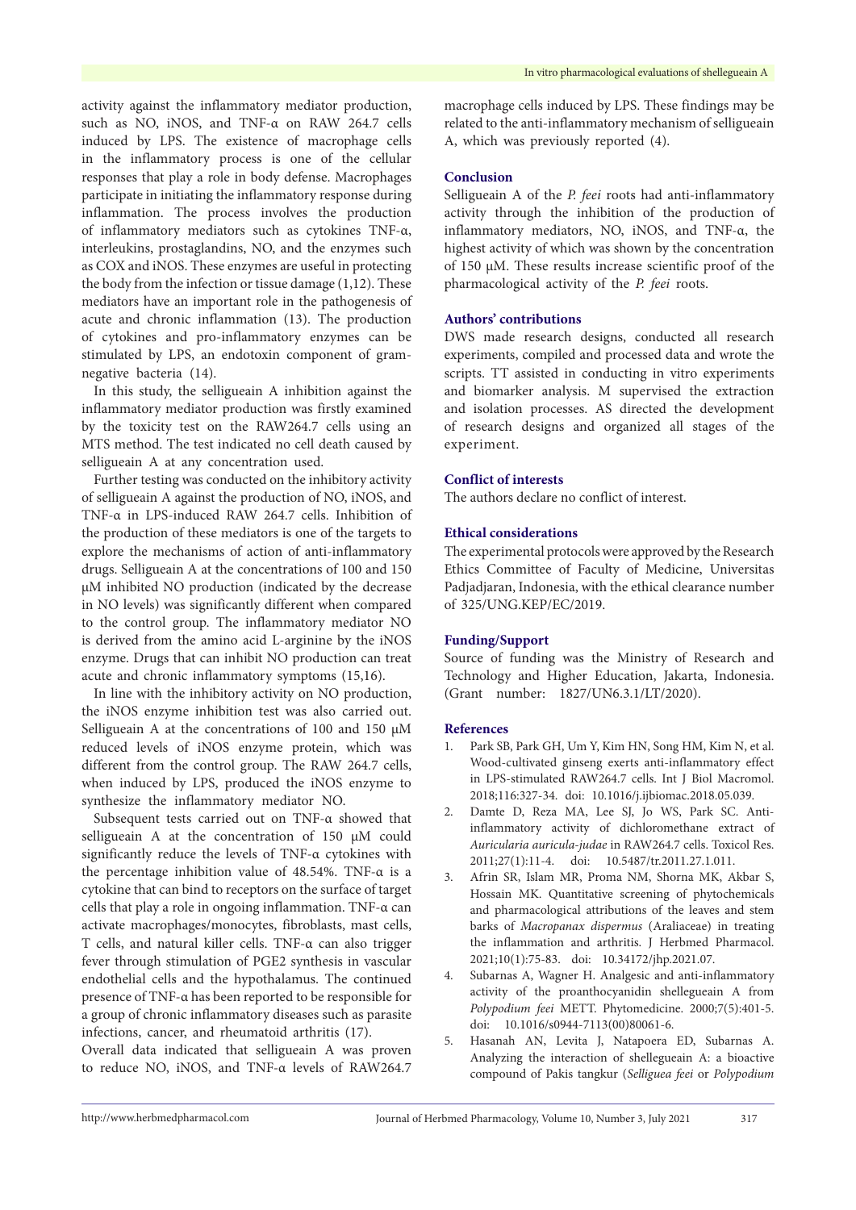activity against the inflammatory mediator production, such as NO, iNOS, and TNF-α on RAW 264.7 cells induced by LPS. The existence of macrophage cells in the inflammatory process is one of the cellular responses that play a role in body defense. Macrophages participate in initiating the inflammatory response during inflammation. The process involves the production of inflammatory mediators such as cytokines TNF-α, interleukins, prostaglandins, NO, and the enzymes such as COX and iNOS. These enzymes are useful in protecting the body from the infection or tissue damage (1,12). These mediators have an important role in the pathogenesis of acute and chronic inflammation (13). The production of cytokines and pro-inflammatory enzymes can be stimulated by LPS, an endotoxin component of gram-negative bacteria (14).

In this study, the selligueain A inhibition against the inflammatory mediator production was firstly examined by the toxicity test on the RAW264.7 cells using an MTS method. The test indicated no cell death caused by selligueain A at any concentration used.

Further testing was conducted on the inhibitory activity of selligueain A against the production of NO, iNOS, and TNF-α in LPS-induced RAW 264.7 cells. Inhibition of the production of these mediators is one of the targets to explore the mechanisms of action of anti-inflammatory drugs. Selligueain A at the concentrations of 100 and 150 μM inhibited NO production (indicated by the decrease in NO levels) was significantly different when compared to the control group. The inflammatory mediator NO is derived from the amino acid L-arginine by the iNOS enzyme. Drugs that can inhibit NO production can treat acute and chronic inflammatory symptoms (15,16).

In line with the inhibitory activity on NO production, the iNOS enzyme inhibition test was also carried out. Selligueain A at the concentrations of 100 and 150 μM reduced levels of iNOS enzyme protein, which was different from the control group. The RAW 264.7 cells, when induced by LPS, produced the iNOS enzyme to synthesize the inflammatory mediator NO.

Subsequent tests carried out on TNF-α showed that selligueain A at the concentration of 150 μM could significantly reduce the levels of TNF-α cytokines with the percentage inhibition value of 48.54%. TNF-α is a cytokine that can bind to receptors on the surface of target cells that play a role in ongoing inflammation. TNF-α can activate macrophages/monocytes, fibroblasts, mast cells, T cells, and natural killer cells. TNF-α can also trigger fever through stimulation of PGE2 synthesis in vascular endothelial cells and the hypothalamus. The continued presence of TNF-α has been reported to be responsible for a group of chronic inflammatory diseases such as parasite infections, cancer, and rheumatoid arthritis (17).

Overall data indicated that selligueain A was proven to reduce NO, iNOS, and TNF-α levels of RAW264.7 macrophage cells induced by LPS. These findings may be related to the anti-inflammatory mechanism of selligueain A, which was previously reported (4).

## Conclusion

Selligueain A of the *P. feei* roots had anti-inflammatory activity through the inhibition of the production of inflammatory mediators, NO, iNOS, and TNF-α, the highest activity of which was shown by the concentration of 150 μM. These results increase scientific proof of the pharmacological activity of the *P. feei* roots.

## Authors' contributions

DWS made research designs, conducted all research experiments, compiled and processed data and wrote the scripts. TT assisted in conducting in vitro experiments and biomarker analysis. M supervised the extraction and isolation processes. AS directed the development of research designs and organized all stages of the experiment.

## Conflict of interests

The authors declare no conflict of interest.

## Ethical considerations

The experimental protocols were approved by the Research Ethics Committee of Faculty of Medicine, Universitas Padjadjaran, Indonesia, with the ethical clearance number of 325/UNG.KEP/EC/2019.

## Funding/Support

Source of funding was the Ministry of Research and Technology and Higher Education, Jakarta, Indonesia. (Grant number: 1827/UN6.3.1/LT/2020).

## References

1. Park SB, Park GH, Um Y, Kim HN, Song HM, Kim N, et al. Wood-cultivated ginseng exerts anti-inflammatory effect in LPS-stimulated RAW264.7 cells. Int J Biol Macromol. 2018;116:327-34. doi: 10.1016/j.ijbiomac.2018.05.039.
2. Damte D, Reza MA, Lee SJ, Jo WS, Park SC. Anti-inflammatory activity of dichloromethane extract of *Auricularia auricula-judae* in RAW264.7 cells. Toxicol Res. 2011;27(1):11-4. doi: 10.5487/tr.2011.27.1.011.
3. Afrin SR, Islam MR, Proma NM, Shorna MK, Akbar S, Hossain MK. Quantitative screening of phytochemicals and pharmacological attributions of the leaves and stem barks of *Macropanax dispermus* (Araliaceae) in treating the inflammation and arthritis. J Herbmed Pharmacol. 2021;10(1):75-83. doi: 10.34172/jhp.2021.07.
4. Subarnas A, Wagner H. Analgesic and anti-inflammatory activity of the proanthocyanidin shellegueain A from *Polypodium feei* METT. Phytomedicine. 2000;7(5):401-5. doi: 10.1016/s0944-7113(00)80061-6.
5. Hasanah AN, Levita J, Natapoera ED, Subarnas A. Analyzing the interaction of shellegueain A: a bioactive compound of Pakis tangkur (*Selliguea feei* or *Polypodium*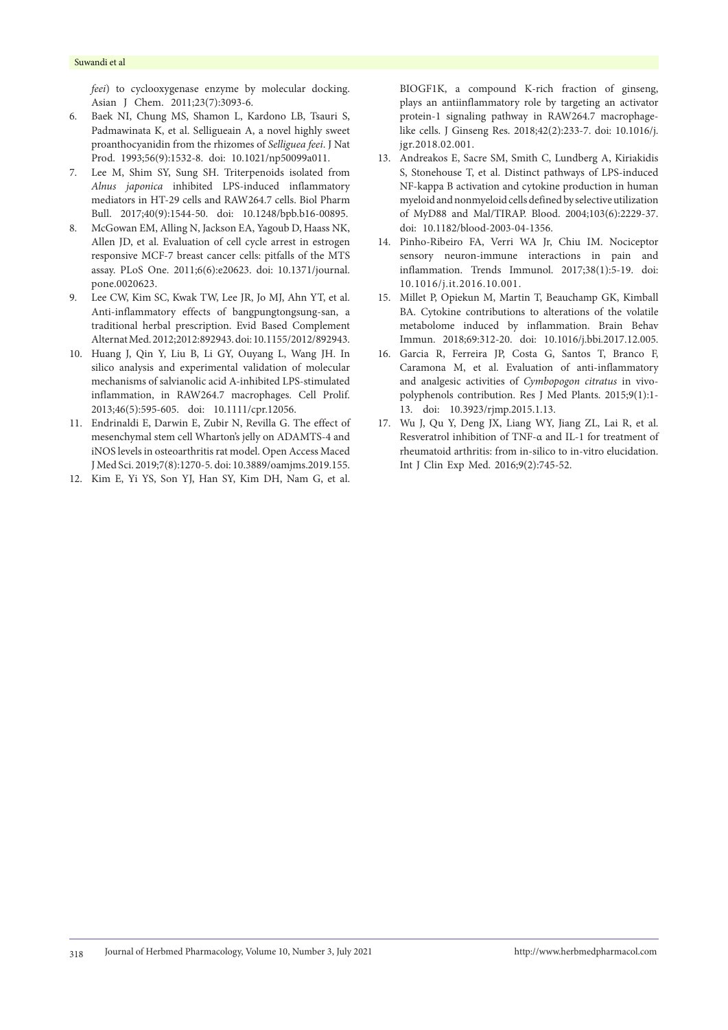*feei*) to cyclooxygenase enzyme by molecular docking. Asian J Chem. 2011;23(7):3093-6.

6. Baek NI, Chung MS, Shamon L, Kardono LB, Tsauri S, Padmawinata K, et al. Selligueain A, a novel highly sweet proanthocyanidin from the rhizomes of *Selliguea feei*. J Nat Prod. 1993;56(9):1532-8. doi: 10.1021/np50099a011.
7. Lee M, Shim SY, Sung SH. Triterpenoids isolated from *Alnus japonica* inhibited LPS-induced inflammatory mediators in HT-29 cells and RAW264.7 cells. Biol Pharm Bull. 2017;40(9):1544-50. doi: 10.1248/bpb.b16-00895.
8. McGowan EM, Alling N, Jackson EA, Yagoub D, Haass NK, Allen JD, et al. Evaluation of cell cycle arrest in estrogen responsive MCF-7 breast cancer cells: pitfalls of the MTS assay. PLoS One. 2011;6(6):e20623. doi: 10.1371/journal.pone.0020623.
9. Lee CW, Kim SC, Kwak TW, Lee JR, Jo MJ, Ahn YT, et al. Anti-inflammatory effects of bangpungtongsung-san, a traditional herbal prescription. Evid Based Complement Alternat Med. 2012;2012:892943. doi: 10.1155/2012/892943.
10. Huang J, Qin Y, Liu B, Li GY, Ouyang L, Wang JH. In silico analysis and experimental validation of molecular mechanisms of salvianolic acid A-inhibited LPS-stimulated inflammation, in RAW264.7 macrophages. Cell Prolif. 2013;46(5):595-605. doi: 10.1111/cpr.12056.
11. Endrinaldi E, Darwin E, Zubir N, Revilla G. The effect of mesenchymal stem cell Wharton's jelly on ADAMTS-4 and iNOS levels in osteoarthritis rat model. Open Access Maced J Med Sci. 2019;7(8):1270-5. doi: 10.3889/oamjms.2019.155.
12. Kim E, Yi YS, Son YJ, Han SY, Kim DH, Nam G, et al. BIOGF1K, a compound K-rich fraction of ginseng, plays an antiinflammatory role by targeting an activator protein-1 signaling pathway in RAW264.7 macrophage-like cells. J Ginseng Res. 2018;42(2):233-7. doi: 10.1016/j.jgr.2018.02.001.
13. Andreakos E, Sacre SM, Smith C, Lundberg A, Kiriakidis S, Stonehouse T, et al. Distinct pathways of LPS-induced NF-kappa B activation and cytokine production in human myeloid and nonmyeloid cells defined by selective utilization of MyD88 and Mal/TIRAP. Blood. 2004;103(6):2229-37. doi: 10.1182/blood-2003-04-1356.
14. Pinho-Ribeiro FA, Verri WA Jr, Chiu IM. Nociceptor sensory neuron-immune interactions in pain and inflammation. Trends Immunol. 2017;38(1):5-19. doi: 10.1016/j.it.2016.10.001.
15. Millet P, Opiekun M, Martin T, Beauchamp GK, Kimball BA. Cytokine contributions to alterations of the volatile metabolome induced by inflammation. Brain Behav Immun. 2018;69:312-20. doi: 10.1016/j.bbi.2017.12.005.
16. Garcia R, Ferreira JP, Costa G, Santos T, Branco F, Caramona M, et al. Evaluation of anti-inflammatory and analgesic activities of *Cymbopogon citratus* in vivo-polyphenols contribution. Res J Med Plants. 2015;9(1):1-13. doi: 10.3923/rjmp.2015.1.13.
17. Wu J, Qu Y, Deng JX, Liang WY, Jiang ZL, Lai R, et al. Resveratrol inhibition of TNF-α and IL-1 for treatment of rheumatoid arthritis: from in-silico to in-vitro elucidation. Int J Clin Exp Med. 2016;9(2):745-52.